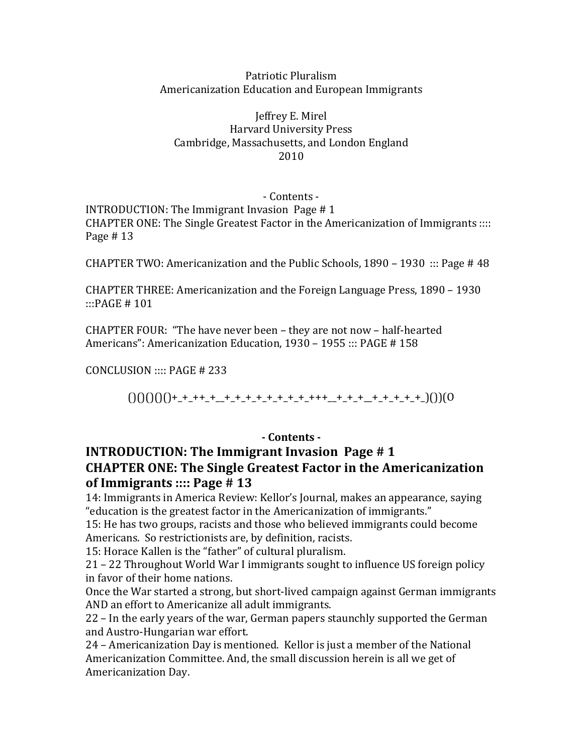Patriotic Pluralism
Americanization Education and European Immigrants

Jeffrey E. Mirel
Harvard University Press
Cambridge, Massachusetts, and London England
2010

- Contents -

INTRODUCTION: The Immigrant Invasion Page # 1
CHAPTER ONE: The Single Greatest Factor in the Americanization of Immigrants :::: Page # 13

CHAPTER TWO: Americanization and the Public Schools, 1890 – 1930 ::: Page # 48

CHAPTER THREE: Americanization and the Foreign Language Press, 1890 – 1930 :::PAGE # 101

CHAPTER FOUR: "The have never been – they are not now – half-hearted Americans": Americanization Education, 1930 – 1955 ::: PAGE # 158

CONCLUSION :::: PAGE # 233

()()()()()+_+_++_+__+_+_+_+_+_+_+_+_+++__+_+_+__+_+_+_+_+_)()()(O

**- Contents -**

## INTRODUCTION: The Immigrant Invasion Page # 1

## CHAPTER ONE: The Single Greatest Factor in the Americanization of Immigrants :::: Page # 13

14: Immigrants in America Review: Kellor's Journal, makes an appearance, saying "education is the greatest factor in the Americanization of immigrants."
15: He has two groups, racists and those who believed immigrants could become Americans. So restrictionists are, by definition, racists.
15: Horace Kallen is the "father" of cultural pluralism.
21 – 22 Throughout World War I immigrants sought to influence US foreign policy in favor of their home nations.
Once the War started a strong, but short-lived campaign against German immigrants AND an effort to Americanize all adult immigrants.
22 – In the early years of the war, German papers staunchly supported the German and Austro-Hungarian war effort.
24 – Americanization Day is mentioned. Kellor is just a member of the National Americanization Committee. And, the small discussion herein is all we get of Americanization Day.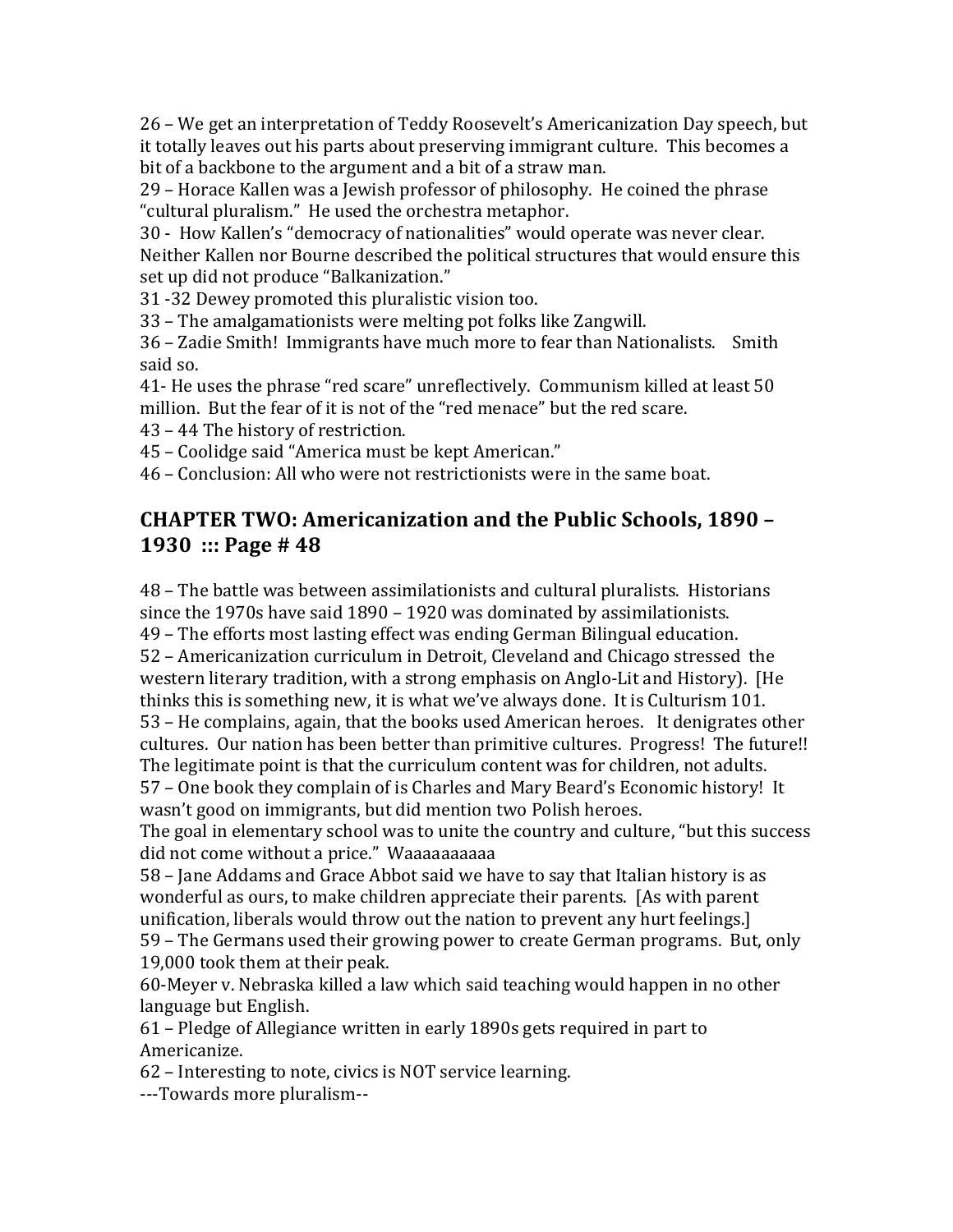26 – We get an interpretation of Teddy Roosevelt's Americanization Day speech, but it totally leaves out his parts about preserving immigrant culture. This becomes a bit of a backbone to the argument and a bit of a straw man.
29 – Horace Kallen was a Jewish professor of philosophy. He coined the phrase "cultural pluralism." He used the orchestra metaphor.
30 - How Kallen's "democracy of nationalities" would operate was never clear. Neither Kallen nor Bourne described the political structures that would ensure this set up did not produce "Balkanization."
31 -32 Dewey promoted this pluralistic vision too.
33 – The amalgamationists were melting pot folks like Zangwill.
36 – Zadie Smith! Immigrants have much more to fear than Nationalists. Smith said so.
41- He uses the phrase "red scare" unreflectively. Communism killed at least 50 million. But the fear of it is not of the "red menace" but the red scare.
43 – 44 The history of restriction.
45 – Coolidge said "America must be kept American."
46 – Conclusion: All who were not restrictionists were in the same boat.

## CHAPTER TWO: Americanization and the Public Schools, 1890 – 1930 ::: Page # 48

48 – The battle was between assimilationists and cultural pluralists. Historians since the 1970s have said 1890 – 1920 was dominated by assimilationists.
49 – The efforts most lasting effect was ending German Bilingual education.
52 – Americanization curriculum in Detroit, Cleveland and Chicago stressed the western literary tradition, with a strong emphasis on Anglo-Lit and History). [He thinks this is something new, it is what we've always done. It is Culturism 101.
53 – He complains, again, that the books used American heroes. It denigrates other cultures. Our nation has been better than primitive cultures. Progress! The future!! The legitimate point is that the curriculum content was for children, not adults.
57 – One book they complain of is Charles and Mary Beard's Economic history! It wasn't good on immigrants, but did mention two Polish heroes.
The goal in elementary school was to unite the country and culture, "but this success did not come without a price." Waaaaaaaaaa
58 – Jane Addams and Grace Abbot said we have to say that Italian history is as wonderful as ours, to make children appreciate their parents. [As with parent unification, liberals would throw out the nation to prevent any hurt feelings.]
59 – The Germans used their growing power to create German programs. But, only 19,000 took them at their peak.
60-Meyer v. Nebraska killed a law which said teaching would happen in no other language but English.
61 – Pledge of Allegiance written in early 1890s gets required in part to Americanize.
62 – Interesting to note, civics is NOT service learning.
---Towards more pluralism--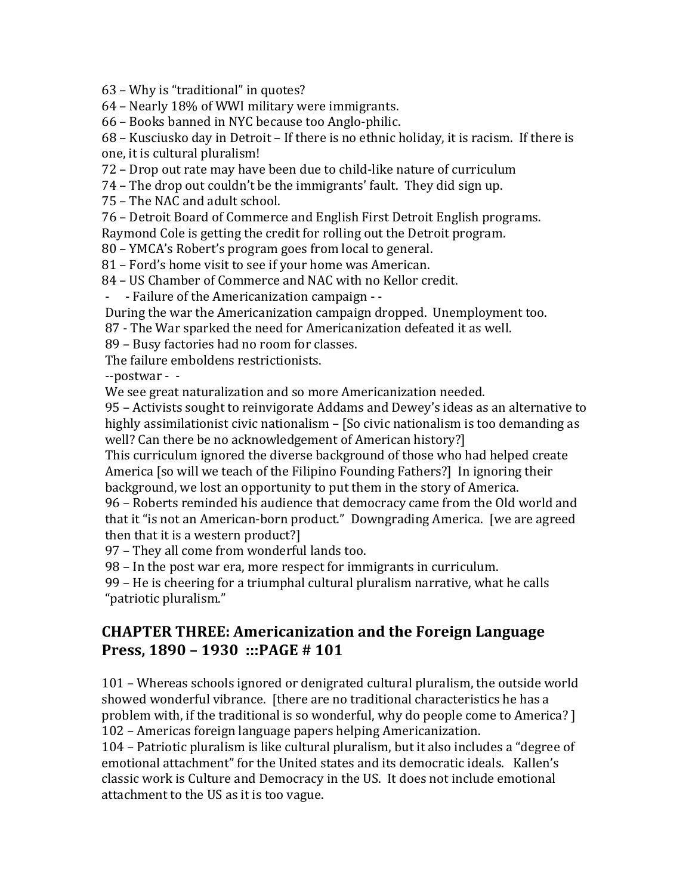63 – Why is "traditional" in quotes?

64 – Nearly 18% of WWI military were immigrants.

66 – Books banned in NYC because too Anglo-philic.

68 – Kusciusko day in Detroit – If there is no ethnic holiday, it is racism. If there is one, it is cultural pluralism!

72 – Drop out rate may have been due to child-like nature of curriculum

74 – The drop out couldn't be the immigrants' fault. They did sign up.

75 – The NAC and adult school.

76 – Detroit Board of Commerce and English First Detroit English programs. Raymond Cole is getting the credit for rolling out the Detroit program.

80 – YMCA's Robert's program goes from local to general.

81 – Ford's home visit to see if your home was American.

84 – US Chamber of Commerce and NAC with no Kellor credit.

- - Failure of the Americanization campaign - -

During the war the Americanization campaign dropped. Unemployment too.

87 - The War sparked the need for Americanization defeated it as well.

89 – Busy factories had no room for classes.

The failure emboldens restrictionists.

--postwar - -

We see great naturalization and so more Americanization needed.

95 – Activists sought to reinvigorate Addams and Dewey's ideas as an alternative to highly assimilationist civic nationalism – [So civic nationalism is too demanding as well? Can there be no acknowledgement of American history?]

This curriculum ignored the diverse background of those who had helped create America [so will we teach of the Filipino Founding Fathers?] In ignoring their background, we lost an opportunity to put them in the story of America.

96 – Roberts reminded his audience that democracy came from the Old world and that it "is not an American-born product." Downgrading America. [we are agreed then that it is a western product?]

97 – They all come from wonderful lands too.

98 – In the post war era, more respect for immigrants in curriculum.

99 – He is cheering for a triumphal cultural pluralism narrative, what he calls "patriotic pluralism."

## CHAPTER THREE: Americanization and the Foreign Language Press, 1890 – 1930 :::PAGE # 101

101 – Whereas schools ignored or denigrated cultural pluralism, the outside world showed wonderful vibrance. [there are no traditional characteristics he has a problem with, if the traditional is so wonderful, why do people come to America? ]

102 – Americas foreign language papers helping Americanization.

104 – Patriotic pluralism is like cultural pluralism, but it also includes a "degree of emotional attachment" for the United states and its democratic ideals. Kallen's classic work is Culture and Democracy in the US. It does not include emotional attachment to the US as it is too vague.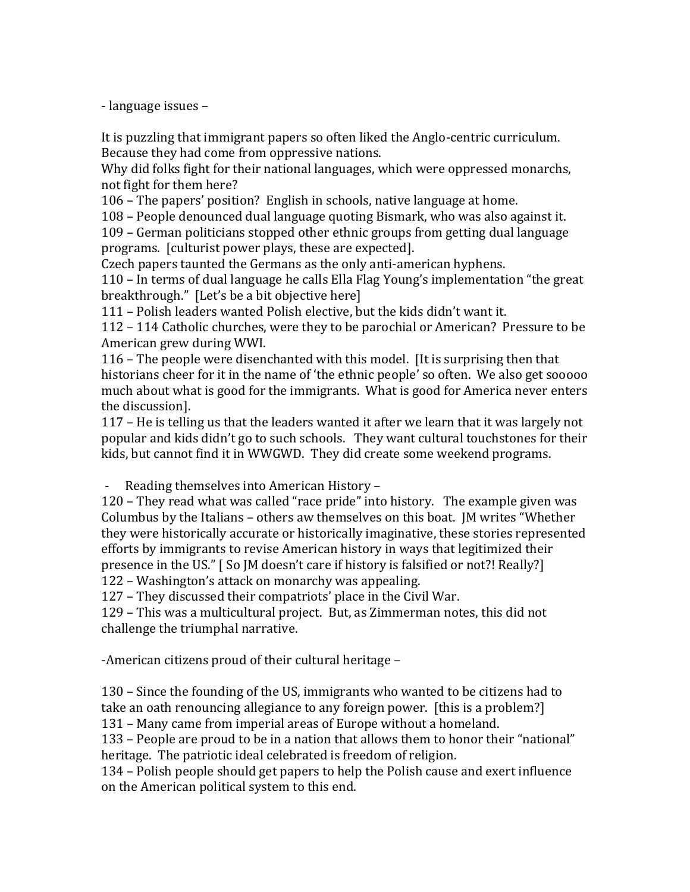- language issues –

It is puzzling that immigrant papers so often liked the Anglo-centric curriculum. Because they had come from oppressive nations.
Why did folks fight for their national languages, which were oppressed monarchs, not fight for them here?
106 – The papers' position? English in schools, native language at home.
108 – People denounced dual language quoting Bismark, who was also against it.
109 – German politicians stopped other ethnic groups from getting dual language programs. [culturist power plays, these are expected].
Czech papers taunted the Germans as the only anti-american hyphens.
110 – In terms of dual language he calls Ella Flag Young's implementation "the great breakthrough." [Let's be a bit objective here]
111 – Polish leaders wanted Polish elective, but the kids didn't want it.
112 – 114 Catholic churches, were they to be parochial or American? Pressure to be American grew during WWI.
116 – The people were disenchanted with this model. [It is surprising then that historians cheer for it in the name of 'the ethnic people' so often. We also get sooooo much about what is good for the immigrants. What is good for America never enters the discussion].
117 – He is telling us that the leaders wanted it after we learn that it was largely not popular and kids didn't go to such schools. They want cultural touchstones for their kids, but cannot find it in WWGWD. They did create some weekend programs.

- Reading themselves into American History –

120 – They read what was called "race pride" into history. The example given was Columbus by the Italians – others aw themselves on this boat. JM writes "Whether they were historically accurate or historically imaginative, these stories represented efforts by immigrants to revise American history in ways that legitimized their presence in the US." [ So JM doesn't care if history is falsified or not?! Really?]
122 – Washington's attack on monarchy was appealing.
127 – They discussed their compatriots' place in the Civil War.
129 – This was a multicultural project. But, as Zimmerman notes, this did not challenge the triumphal narrative.

-American citizens proud of their cultural heritage –

130 – Since the founding of the US, immigrants who wanted to be citizens had to take an oath renouncing allegiance to any foreign power. [this is a problem?]
131 – Many came from imperial areas of Europe without a homeland.
133 – People are proud to be in a nation that allows them to honor their "national" heritage. The patriotic ideal celebrated is freedom of religion.
134 – Polish people should get papers to help the Polish cause and exert influence on the American political system to this end.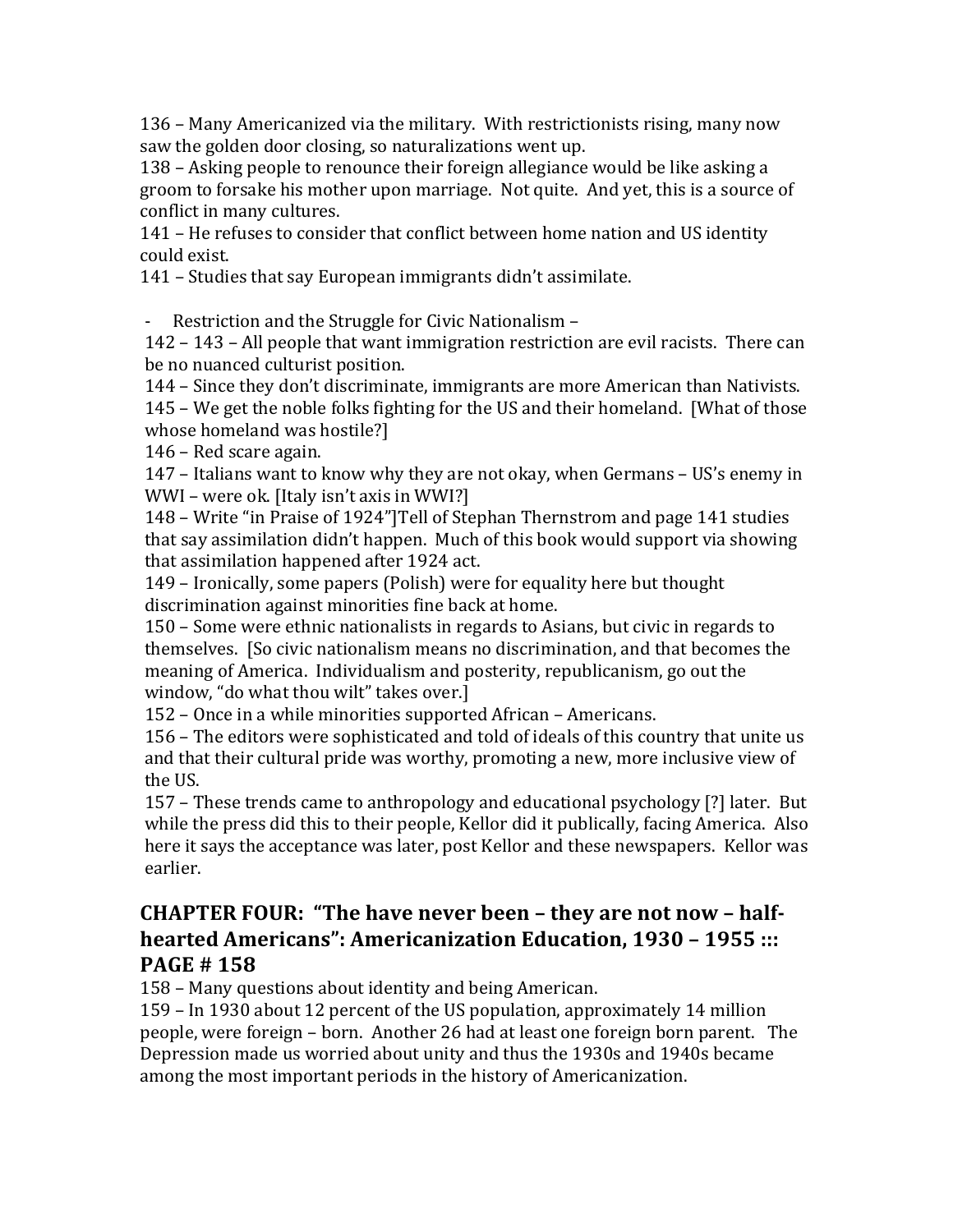136 – Many Americanized via the military. With restrictionists rising, many now saw the golden door closing, so naturalizations went up.
138 – Asking people to renounce their foreign allegiance would be like asking a groom to forsake his mother upon marriage. Not quite. And yet, this is a source of conflict in many cultures.
141 – He refuses to consider that conflict between home nation and US identity could exist.
141 – Studies that say European immigrants didn't assimilate.

- Restriction and the Struggle for Civic Nationalism –

142 – 143 – All people that want immigration restriction are evil racists. There can be no nuanced culturist position.
144 – Since they don't discriminate, immigrants are more American than Nativists.
145 – We get the noble folks fighting for the US and their homeland. [What of those whose homeland was hostile?]
146 – Red scare again.
147 – Italians want to know why they are not okay, when Germans – US's enemy in WWI – were ok. [Italy isn't axis in WWI?]
148 – Write "in Praise of 1924"]Tell of Stephan Thernstrom and page 141 studies that say assimilation didn't happen. Much of this book would support via showing that assimilation happened after 1924 act.
149 – Ironically, some papers (Polish) were for equality here but thought discrimination against minorities fine back at home.
150 – Some were ethnic nationalists in regards to Asians, but civic in regards to themselves. [So civic nationalism means no discrimination, and that becomes the meaning of America. Individualism and posterity, republicanism, go out the window, "do what thou wilt" takes over.]
152 – Once in a while minorities supported African – Americans.
156 – The editors were sophisticated and told of ideals of this country that unite us and that their cultural pride was worthy, promoting a new, more inclusive view of the US.
157 – These trends came to anthropology and educational psychology [?] later. But while the press did this to their people, Kellor did it publically, facing America. Also here it says the acceptance was later, post Kellor and these newspapers. Kellor was earlier.

## CHAPTER FOUR: "The have never been – they are not now – half-hearted Americans": Americanization Education, 1930 – 1955 ::: PAGE # 158

158 – Many questions about identity and being American.
159 – In 1930 about 12 percent of the US population, approximately 14 million people, were foreign – born. Another 26 had at least one foreign born parent. The Depression made us worried about unity and thus the 1930s and 1940s became among the most important periods in the history of Americanization.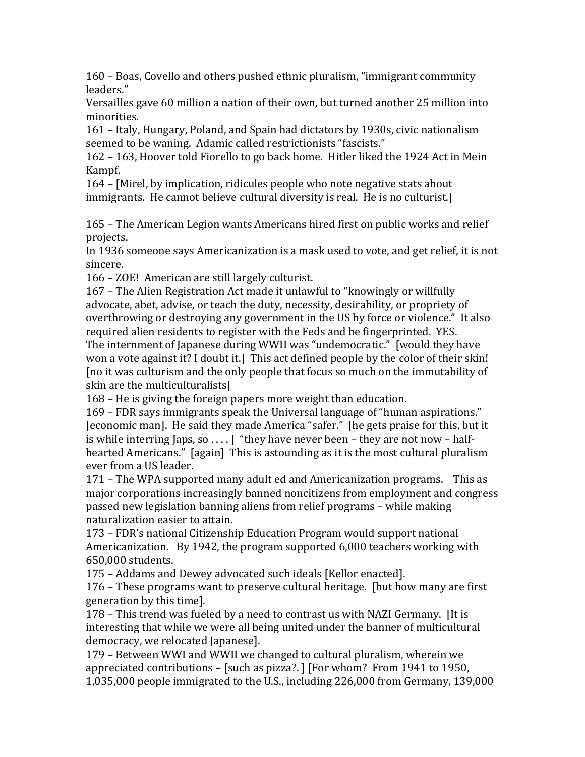160 – Boas, Covello and others pushed ethnic pluralism, "immigrant community leaders."
Versailles gave 60 million a nation of their own, but turned another 25 million into minorities.
161 – Italy, Hungary, Poland, and Spain had dictators by 1930s, civic nationalism seemed to be waning. Adamic called restrictionists "fascists."
162 – 163, Hoover told Fiorello to go back home. Hitler liked the 1924 Act in Mein Kampf.
164 – [Mirel, by implication, ridicules people who note negative stats about immigrants. He cannot believe cultural diversity is real. He is no culturist.]

165 – The American Legion wants Americans hired first on public works and relief projects.
In 1936 someone says Americanization is a mask used to vote, and get relief, it is not sincere.
166 – ZOE! American are still largely culturist.
167 – The Alien Registration Act made it unlawful to "knowingly or willfully advocate, abet, advise, or teach the duty, necessity, desirability, or propriety of overthrowing or destroying any government in the US by force or violence." It also required alien residents to register with the Feds and be fingerprinted. YES.
The internment of Japanese during WWII was "undemocratic." [would they have won a vote against it? I doubt it.] This act defined people by the color of their skin! [no it was culturism and the only people that focus so much on the immutability of skin are the multiculturalists]
168 – He is giving the foreign papers more weight than education.
169 – FDR says immigrants speak the Universal language of "human aspirations." [economic man]. He said they made America "safer." [he gets praise for this, but it is while interring Japs, so . . . . ] "they have never been – they are not now – half-hearted Americans." [again] This is astounding as it is the most cultural pluralism ever from a US leader.
171 – The WPA supported many adult ed and Americanization programs. This as major corporations increasingly banned noncitizens from employment and congress passed new legislation banning aliens from relief programs – while making naturalization easier to attain.
173 – FDR's national Citizenship Education Program would support national Americanization. By 1942, the program supported 6,000 teachers working with 650,000 students.
175 – Addams and Dewey advocated such ideals [Kellor enacted].
176 – These programs want to preserve cultural heritage. [but how many are first generation by this time].
178 – This trend was fueled by a need to contrast us with NAZI Germany. [It is interesting that while we were all being united under the banner of multicultural democracy, we relocated Japanese].
179 – Between WWI and WWII we changed to cultural pluralism, wherein we appreciated contributions – [such as pizza?. ] [For whom? From 1941 to 1950, 1,035,000 people immigrated to the U.S., including 226,000 from Germany, 139,000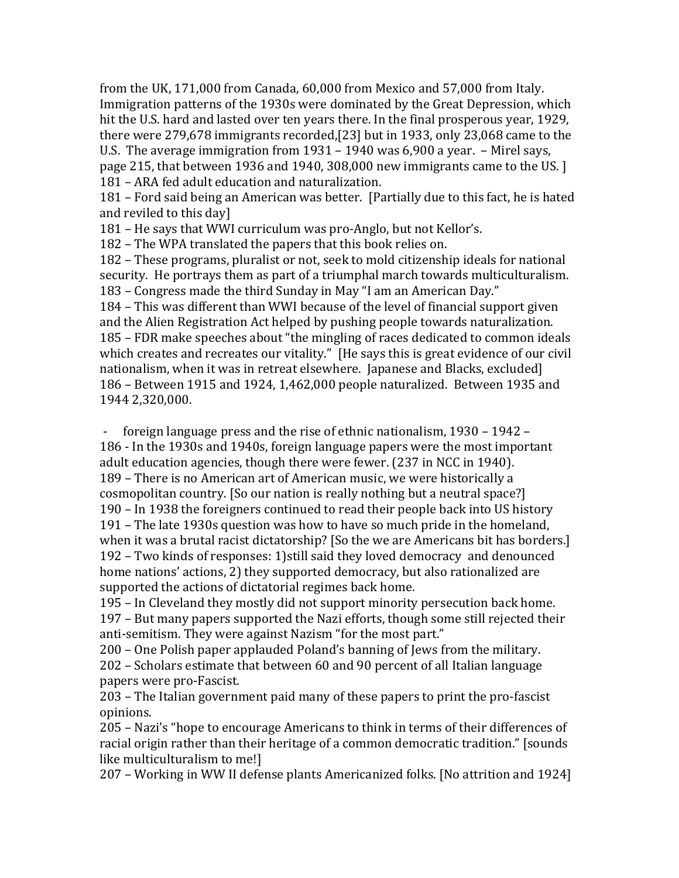from the UK, 171,000 from Canada, 60,000 from Mexico and 57,000 from Italy. Immigration patterns of the 1930s were dominated by the Great Depression, which hit the U.S. hard and lasted over ten years there. In the final prosperous year, 1929, there were 279,678 immigrants recorded,[23] but in 1933, only 23,068 came to the U.S. The average immigration from 1931 – 1940 was 6,900 a year. – Mirel says, page 215, that between 1936 and 1940, 308,000 new immigrants came to the US. ]

181 – ARA fed adult education and naturalization.

181 – Ford said being an American was better. [Partially due to this fact, he is hated and reviled to this day]

181 – He says that WWI curriculum was pro-Anglo, but not Kellor's.

182 – The WPA translated the papers that this book relies on.

182 – These programs, pluralist or not, seek to mold citizenship ideals for national security. He portrays them as part of a triumphal march towards multiculturalism.

183 – Congress made the third Sunday in May "I am an American Day."

184 – This was different than WWI because of the level of financial support given and the Alien Registration Act helped by pushing people towards naturalization.

185 – FDR make speeches about "the mingling of races dedicated to common ideals which creates and recreates our vitality." [He says this is great evidence of our civil nationalism, when it was in retreat elsewhere. Japanese and Blacks, excluded]

186 – Between 1915 and 1924, 1,462,000 people naturalized. Between 1935 and 1944 2,320,000.

- foreign language press and the rise of ethnic nationalism, 1930 – 1942 –

186 - In the 1930s and 1940s, foreign language papers were the most important adult education agencies, though there were fewer. (237 in NCC in 1940).

189 – There is no American art of American music, we were historically a cosmopolitan country. [So our nation is really nothing but a neutral space?]

190 – In 1938 the foreigners continued to read their people back into US history

191 – The late 1930s question was how to have so much pride in the homeland, when it was a brutal racist dictatorship? [So the we are Americans bit has borders.]

192 – Two kinds of responses: 1)still said they loved democracy and denounced home nations' actions, 2) they supported democracy, but also rationalized are supported the actions of dictatorial regimes back home.

195 – In Cleveland they mostly did not support minority persecution back home.

197 – But many papers supported the Nazi efforts, though some still rejected their anti-semitism. They were against Nazism "for the most part."

200 – One Polish paper applauded Poland's banning of Jews from the military.

202 – Scholars estimate that between 60 and 90 percent of all Italian language papers were pro-Fascist.

203 – The Italian government paid many of these papers to print the pro-fascist opinions.

205 – Nazi's "hope to encourage Americans to think in terms of their differences of racial origin rather than their heritage of a common democratic tradition." [sounds like multiculturalism to me!]

207 – Working in WW II defense plants Americanized folks. [No attrition and 1924]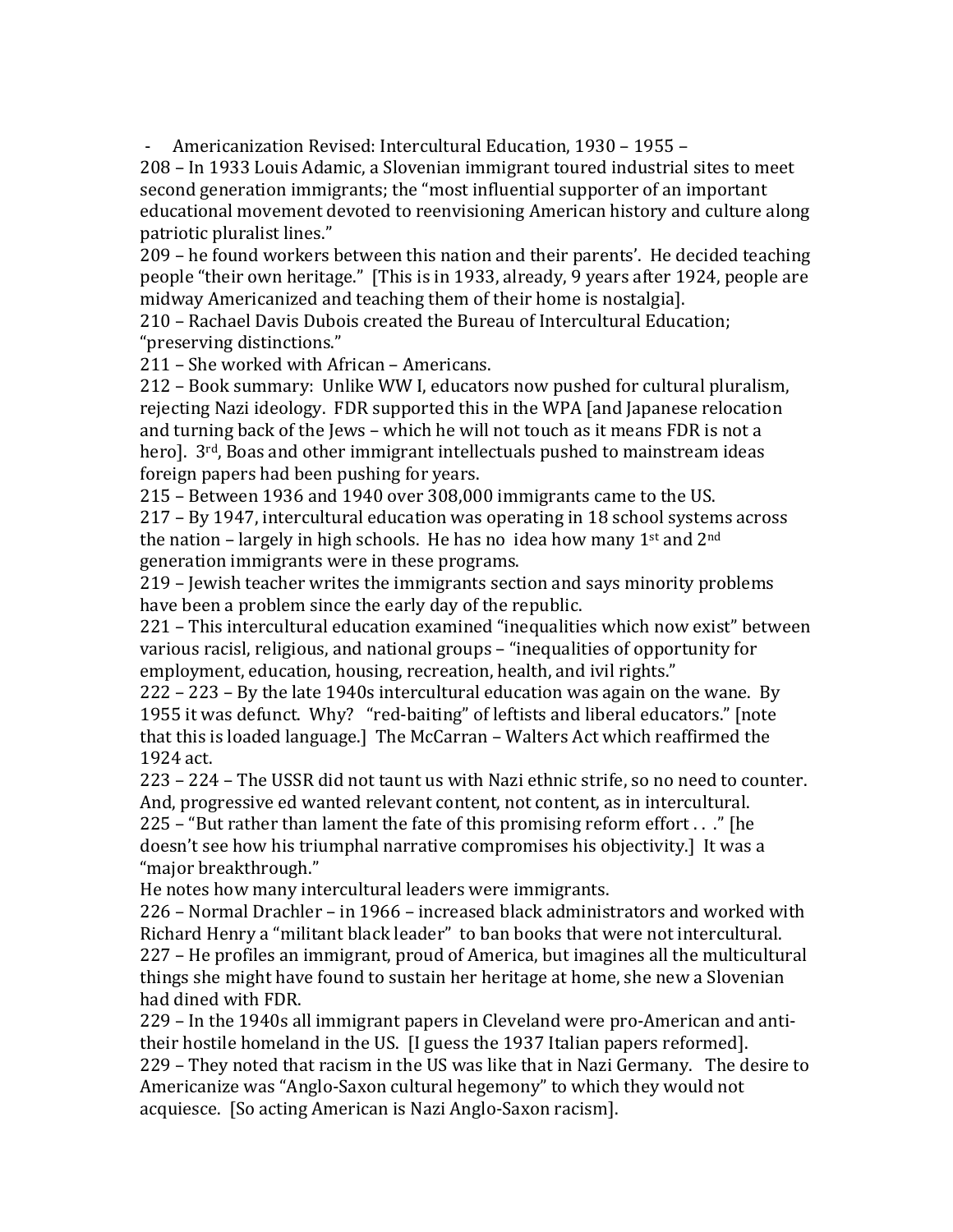- Americanization Revised: Intercultural Education, 1930 – 1955 –

208 – In 1933 Louis Adamic, a Slovenian immigrant toured industrial sites to meet second generation immigrants; the "most influential supporter of an important educational movement devoted to reenvisioning American history and culture along patriotic pluralist lines."

209 – he found workers between this nation and their parents'. He decided teaching people "their own heritage." [This is in 1933, already, 9 years after 1924, people are midway Americanized and teaching them of their home is nostalgia].

210 – Rachael Davis Dubois created the Bureau of Intercultural Education; "preserving distinctions."

211 – She worked with African – Americans.

212 – Book summary: Unlike WW I, educators now pushed for cultural pluralism, rejecting Nazi ideology. FDR supported this in the WPA [and Japanese relocation and turning back of the Jews – which he will not touch as it means FDR is not a hero]. 3rd, Boas and other immigrant intellectuals pushed to mainstream ideas foreign papers had been pushing for years.

215 – Between 1936 and 1940 over 308,000 immigrants came to the US.

217 – By 1947, intercultural education was operating in 18 school systems across the nation – largely in high schools. He has no idea how many 1st and 2nd generation immigrants were in these programs.

219 – Jewish teacher writes the immigrants section and says minority problems have been a problem since the early day of the republic.

221 – This intercultural education examined "inequalities which now exist" between various racisl, religious, and national groups – "inequalities of opportunity for employment, education, housing, recreation, health, and ivil rights."

222 – 223 – By the late 1940s intercultural education was again on the wane. By 1955 it was defunct. Why? "red-baiting" of leftists and liberal educators." [note that this is loaded language.] The McCarran – Walters Act which reaffirmed the 1924 act.

223 – 224 – The USSR did not taunt us with Nazi ethnic strife, so no need to counter. And, progressive ed wanted relevant content, not content, as in intercultural.

225 – "But rather than lament the fate of this promising reform effort . . ." [he doesn't see how his triumphal narrative compromises his objectivity.] It was a "major breakthrough."

He notes how many intercultural leaders were immigrants.

226 – Normal Drachler – in 1966 – increased black administrators and worked with Richard Henry a "militant black leader" to ban books that were not intercultural.

227 – He profiles an immigrant, proud of America, but imagines all the multicultural things she might have found to sustain her heritage at home, she new a Slovenian had dined with FDR.

229 – In the 1940s all immigrant papers in Cleveland were pro-American and anti-their hostile homeland in the US. [I guess the 1937 Italian papers reformed].

229 – They noted that racism in the US was like that in Nazi Germany. The desire to Americanize was "Anglo-Saxon cultural hegemony" to which they would not acquiesce. [So acting American is Nazi Anglo-Saxon racism].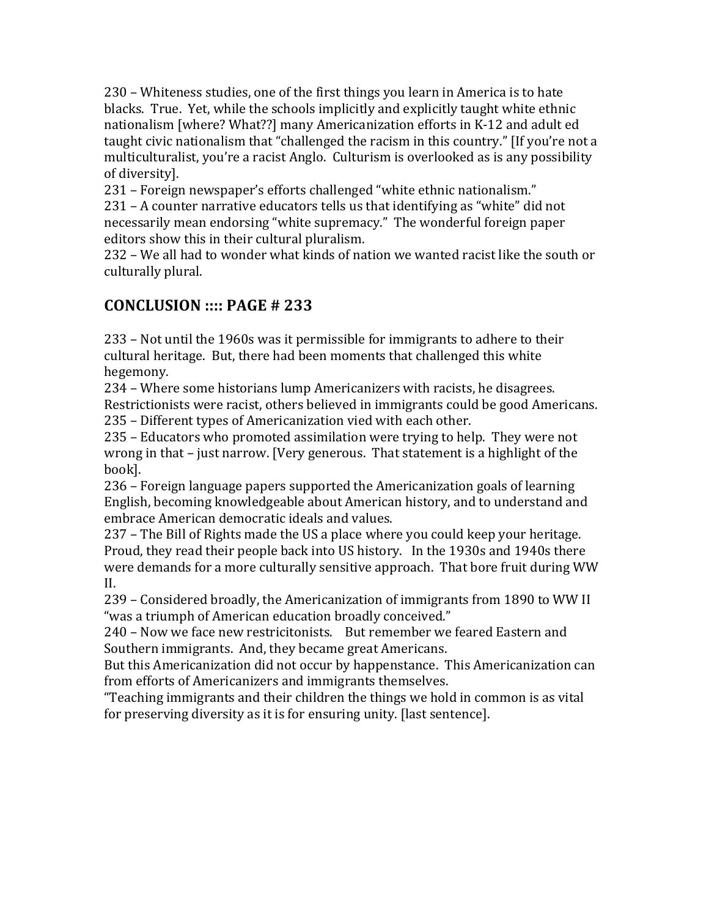230 – Whiteness studies, one of the first things you learn in America is to hate blacks. True. Yet, while the schools implicitly and explicitly taught white ethnic nationalism [where? What??] many Americanization efforts in K-12 and adult ed taught civic nationalism that "challenged the racism in this country." [If you're not a multiculturalist, you're a racist Anglo. Culturism is overlooked as is any possibility of diversity].

231 – Foreign newspaper's efforts challenged "white ethnic nationalism."

231 – A counter narrative educators tells us that identifying as "white" did not necessarily mean endorsing "white supremacy." The wonderful foreign paper editors show this in their cultural pluralism.

232 – We all had to wonder what kinds of nation we wanted racist like the south or culturally plural.

## CONCLUSION :::: PAGE # 233

233 – Not until the 1960s was it permissible for immigrants to adhere to their cultural heritage. But, there had been moments that challenged this white hegemony.

234 – Where some historians lump Americanizers with racists, he disagrees. Restrictionists were racist, others believed in immigrants could be good Americans.

235 – Different types of Americanization vied with each other.

235 – Educators who promoted assimilation were trying to help. They were not wrong in that – just narrow. [Very generous. That statement is a highlight of the book].

236 – Foreign language papers supported the Americanization goals of learning English, becoming knowledgeable about American history, and to understand and embrace American democratic ideals and values.

237 – The Bill of Rights made the US a place where you could keep your heritage. Proud, they read their people back into US history. In the 1930s and 1940s there were demands for a more culturally sensitive approach. That bore fruit during WW II.

239 – Considered broadly, the Americanization of immigrants from 1890 to WW II "was a triumph of American education broadly conceived."

240 – Now we face new restricitonists. But remember we feared Eastern and Southern immigrants. And, they became great Americans.

But this Americanization did not occur by happenstance. This Americanization can from efforts of Americanizers and immigrants themselves.

"Teaching immigrants and their children the things we hold in common is as vital for preserving diversity as it is for ensuring unity. [last sentence].